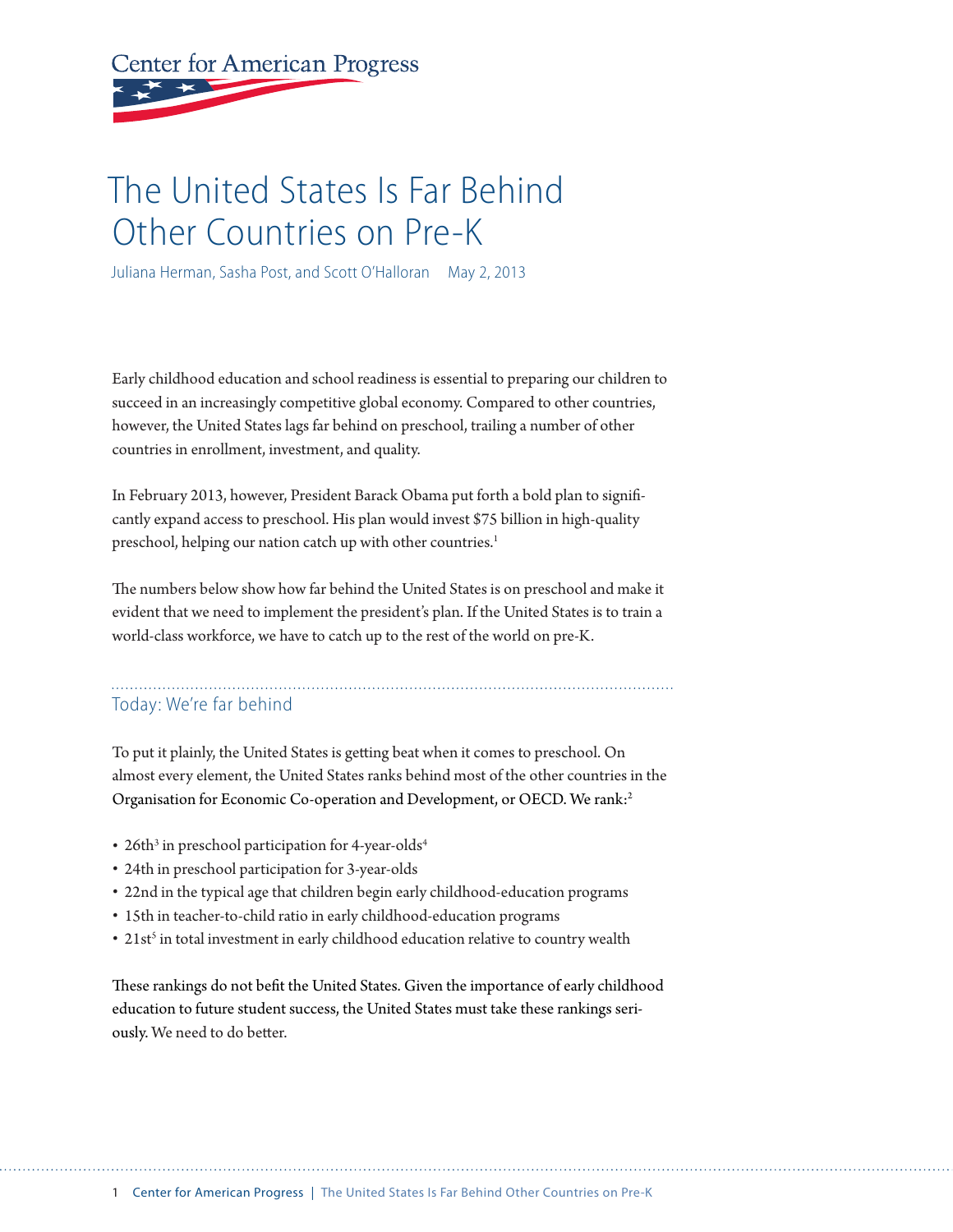Center for American Progress

# The United States Is Far Behind Other Countries on Pre-K

Juliana Herman, Sasha Post, and Scott O'Halloran May 2, 2013

Early childhood education and school readiness is essential to preparing our children to succeed in an increasingly competitive global economy. Compared to other countries, however, the United States lags far behind on preschool, trailing a number of other countries in enrollment, investment, and quality.

In February 2013, however, President Barack Obama put forth a bold plan to significantly expand access to preschool. His plan would invest $75 billion in high-quality preschool, helping our nation catch up with other countries.[1]

The numbers below show how far behind the United States is on preschool and make it evident that we need to implement the president's plan. If the United States is to train a world-class workforce, we have to catch up to the rest of the world on pre-K.

## Today: We're far behind

To put it plainly, the United States is getting beat when it comes to preschool. On almost every element, the United States ranks behind most of the other countries in the Organisation for Economic Co-operation and Development, or OECD. We rank:[2]

- 26th[3] in preschool participation for 4-year-olds[4]
- 24th in preschool participation for 3-year-olds
- 22nd in the typical age that children begin early childhood-education programs
- 15th in teacher-to-child ratio in early childhood-education programs
- 21st[5] in total investment in early childhood education relative to country wealth

These rankings do not befit the United States. Given the importance of early childhood education to future student success, the United States must take these rankings seriously. We need to do better.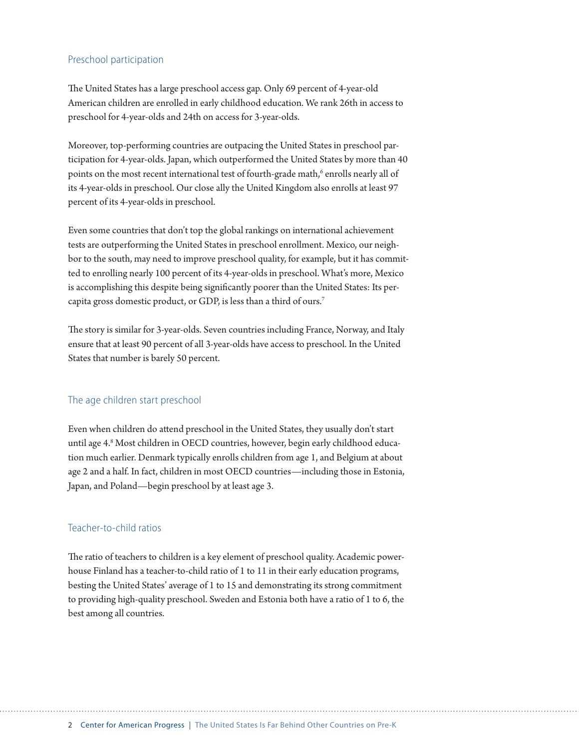## Preschool participation

The United States has a large preschool access gap. Only 69 percent of 4-year-old American children are enrolled in early childhood education. We rank 26th in access to preschool for 4-year-olds and 24th on access for 3-year-olds.

Moreover, top-performing countries are outpacing the United States in preschool participation for 4-year-olds. Japan, which outperformed the United States by more than 40 points on the most recent international test of fourth-grade math,[6] enrolls nearly all of its 4-year-olds in preschool. Our close ally the United Kingdom also enrolls at least 97 percent of its 4-year-olds in preschool.

Even some countries that don't top the global rankings on international achievement tests are outperforming the United States in preschool enrollment. Mexico, our neighbor to the south, may need to improve preschool quality, for example, but it has committed to enrolling nearly 100 percent of its 4-year-olds in preschool. What's more, Mexico is accomplishing this despite being significantly poorer than the United States: Its per-capita gross domestic product, or GDP, is less than a third of ours.[7]

The story is similar for 3-year-olds. Seven countries including France, Norway, and Italy ensure that at least 90 percent of all 3-year-olds have access to preschool. In the United States that number is barely 50 percent.

## The age children start preschool

Even when children do attend preschool in the United States, they usually don't start until age 4.[8] Most children in OECD countries, however, begin early childhood education much earlier. Denmark typically enrolls children from age 1, and Belgium at about age 2 and a half. In fact, children in most OECD countries—including those in Estonia, Japan, and Poland—begin preschool by at least age 3.

## Teacher-to-child ratios

The ratio of teachers to children is a key element of preschool quality. Academic powerhouse Finland has a teacher-to-child ratio of 1 to 11 in their early education programs, besting the United States' average of 1 to 15 and demonstrating its strong commitment to providing high-quality preschool. Sweden and Estonia both have a ratio of 1 to 6, the best among all countries.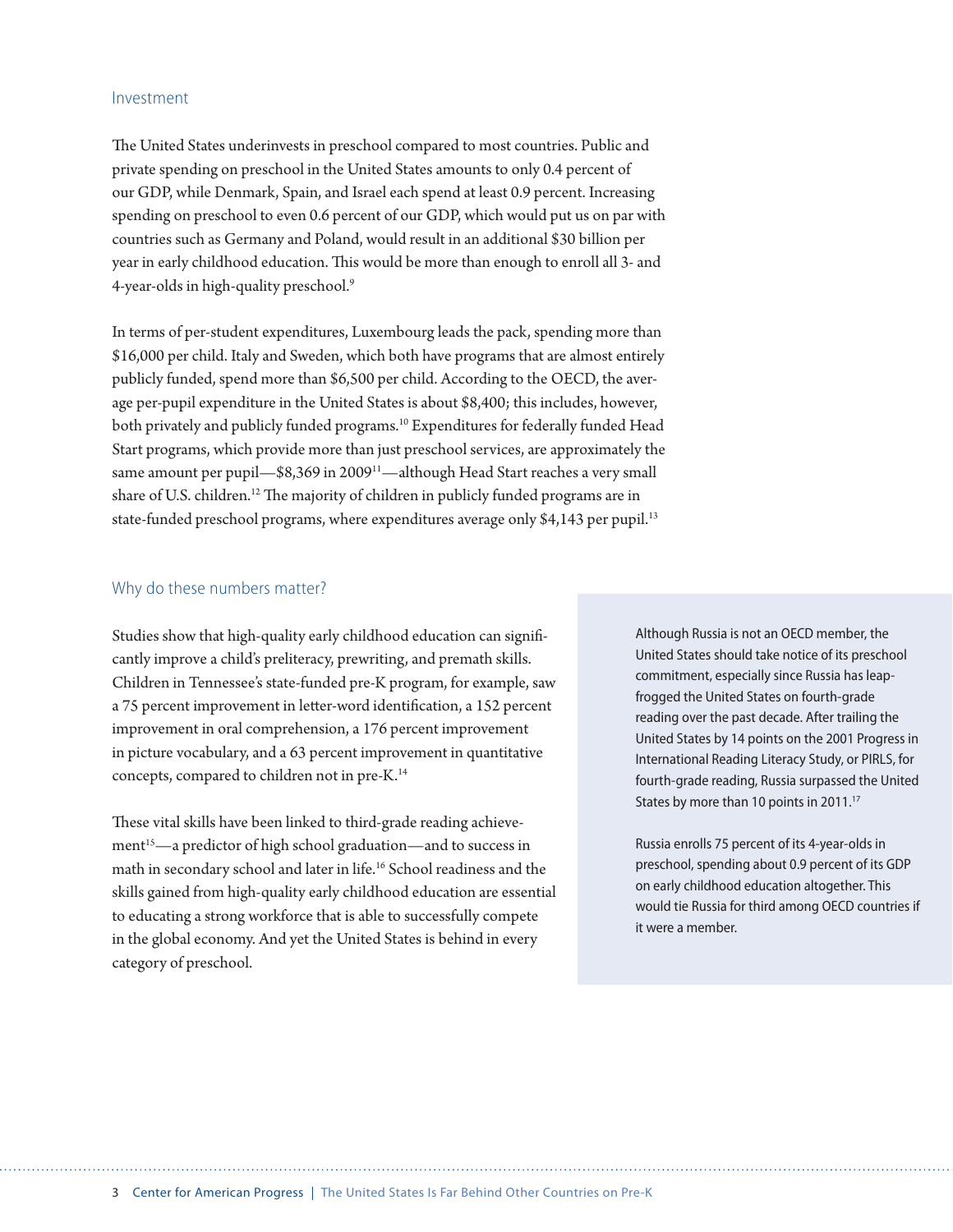## Investment

The United States underinvests in preschool compared to most countries. Public and private spending on preschool in the United States amounts to only 0.4 percent of our GDP, while Denmark, Spain, and Israel each spend at least 0.9 percent. Increasing spending on preschool to even 0.6 percent of our GDP, which would put us on par with countries such as Germany and Poland, would result in an additional $30 billion per year in early childhood education. This would be more than enough to enroll all 3- and 4-year-olds in high-quality preschool.[9]

In terms of per-student expenditures, Luxembourg leads the pack, spending more than $16,000 per child. Italy and Sweden, which both have programs that are almost entirely publicly funded, spend more than $6,500 per child. According to the OECD, the average per-pupil expenditure in the United States is about $8,400; this includes, however, both privately and publicly funded programs.[10] Expenditures for federally funded Head Start programs, which provide more than just preschool services, are approximately the same amount per pupil—$8,369 in 2009[11]—although Head Start reaches a very small share of U.S. children.[12] The majority of children in publicly funded programs are in state-funded preschool programs, where expenditures average only $4,143 per pupil.[13]

## Why do these numbers matter?

Studies show that high-quality early childhood education can significantly improve a child's preliteracy, prewriting, and premath skills. Children in Tennessee's state-funded pre-K program, for example, saw a 75 percent improvement in letter-word identification, a 152 percent improvement in oral comprehension, a 176 percent improvement in picture vocabulary, and a 63 percent improvement in quantitative concepts, compared to children not in pre-K.[14]

These vital skills have been linked to third-grade reading achievement[15]—a predictor of high school graduation—and to success in math in secondary school and later in life.[16] School readiness and the skills gained from high-quality early childhood education are essential to educating a strong workforce that is able to successfully compete in the global economy. And yet the United States is behind in every category of preschool.

Although Russia is not an OECD member, the United States should take notice of its preschool commitment, especially since Russia has leapfrogged the United States on fourth-grade reading over the past decade. After trailing the United States by 14 points on the 2001 Progress in International Reading Literacy Study, or PIRLS, for fourth-grade reading, Russia surpassed the United States by more than 10 points in 2011.[17]

Russia enrolls 75 percent of its 4-year-olds in preschool, spending about 0.9 percent of its GDP on early childhood education altogether. This would tie Russia for third among OECD countries if it were a member.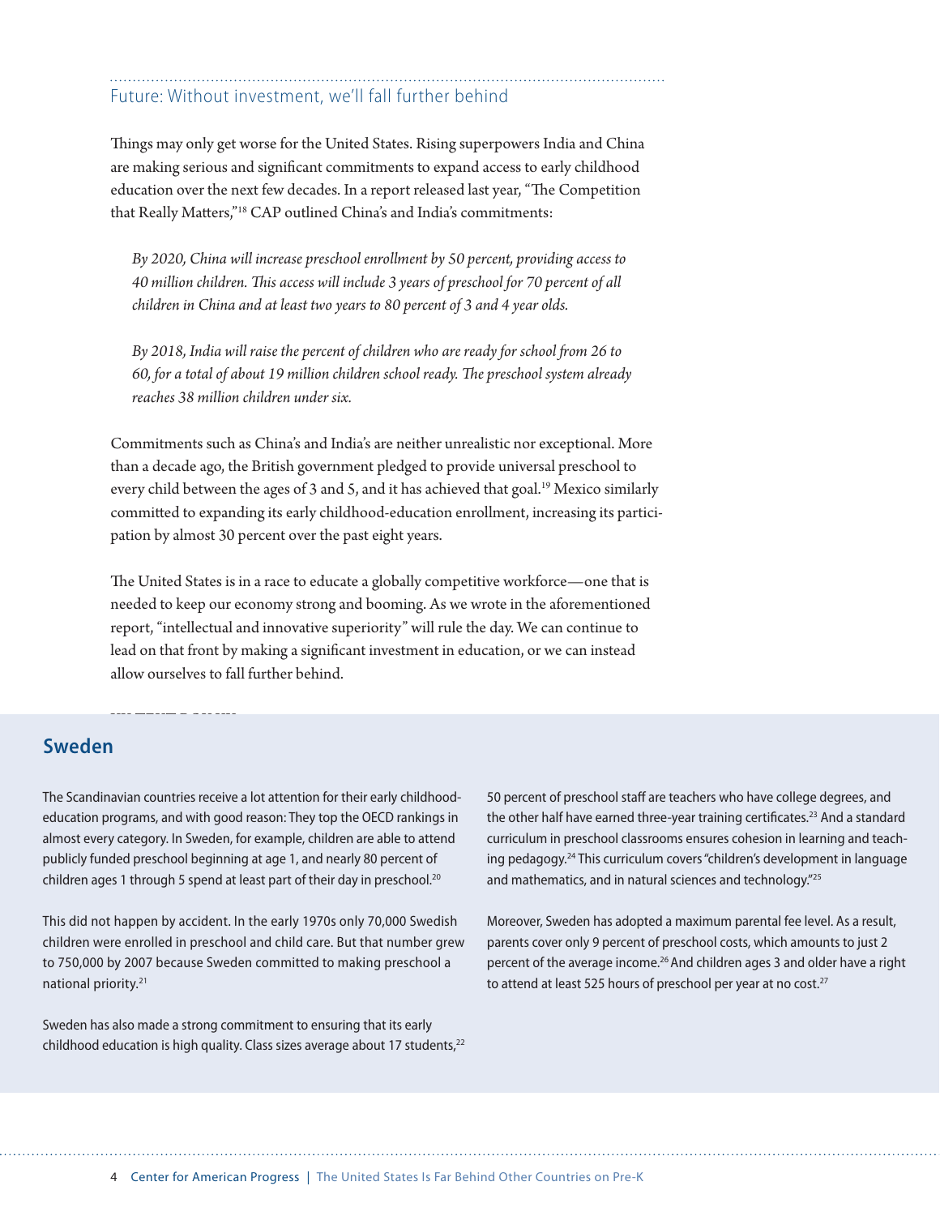## Future: Without investment, we'll fall further behind

Things may only get worse for the United States. Rising superpowers India and China are making serious and significant commitments to expand access to early childhood education over the next few decades. In a report released last year, "The Competition that Really Matters,"[18] CAP outlined China's and India's commitments:

> *By 2020, China will increase preschool enrollment by 50 percent, providing access to 40 million children. This access will include 3 years of preschool for 70 percent of all children in China and at least two years to 80 percent of 3 and 4 year olds.*
>
> *By 2018, India will raise the percent of children who are ready for school from 26 to 60, for a total of about 19 million children school ready. The preschool system already reaches 38 million children under six.*

Commitments such as China's and India's are neither unrealistic nor exceptional. More than a decade ago, the British government pledged to provide universal preschool to every child between the ages of 3 and 5, and it has achieved that goal.[19] Mexico similarly committed to expanding its early childhood-education enrollment, increasing its participation by almost 30 percent over the past eight years.

The United States is in a race to educate a globally competitive workforce—one that is needed to keep our economy strong and booming. As we wrote in the aforementioned report, "intellectual and innovative superiority" will rule the day. We can continue to lead on that front by making a significant investment in education, or we can instead allow ourselves to fall further behind.

## Sweden

The Scandinavian countries receive a lot attention for their early childhood-education programs, and with good reason: They top the OECD rankings in almost every category. In Sweden, for example, children are able to attend publicly funded preschool beginning at age 1, and nearly 80 percent of children ages 1 through 5 spend at least part of their day in preschool.[20]

This did not happen by accident. In the early 1970s only 70,000 Swedish children were enrolled in preschool and child care. But that number grew to 750,000 by 2007 because Sweden committed to making preschool a national priority.[21]

Sweden has also made a strong commitment to ensuring that its early childhood education is high quality. Class sizes average about 17 students,[22] 50 percent of preschool staff are teachers who have college degrees, and the other half have earned three-year training certificates.[23] And a standard curriculum in preschool classrooms ensures cohesion in learning and teaching pedagogy.[24] This curriculum covers "children's development in language and mathematics, and in natural sciences and technology."[25]

Moreover, Sweden has adopted a maximum parental fee level. As a result, parents cover only 9 percent of preschool costs, which amounts to just 2 percent of the average income.[26] And children ages 3 and older have a right to attend at least 525 hours of preschool per year at no cost.[27]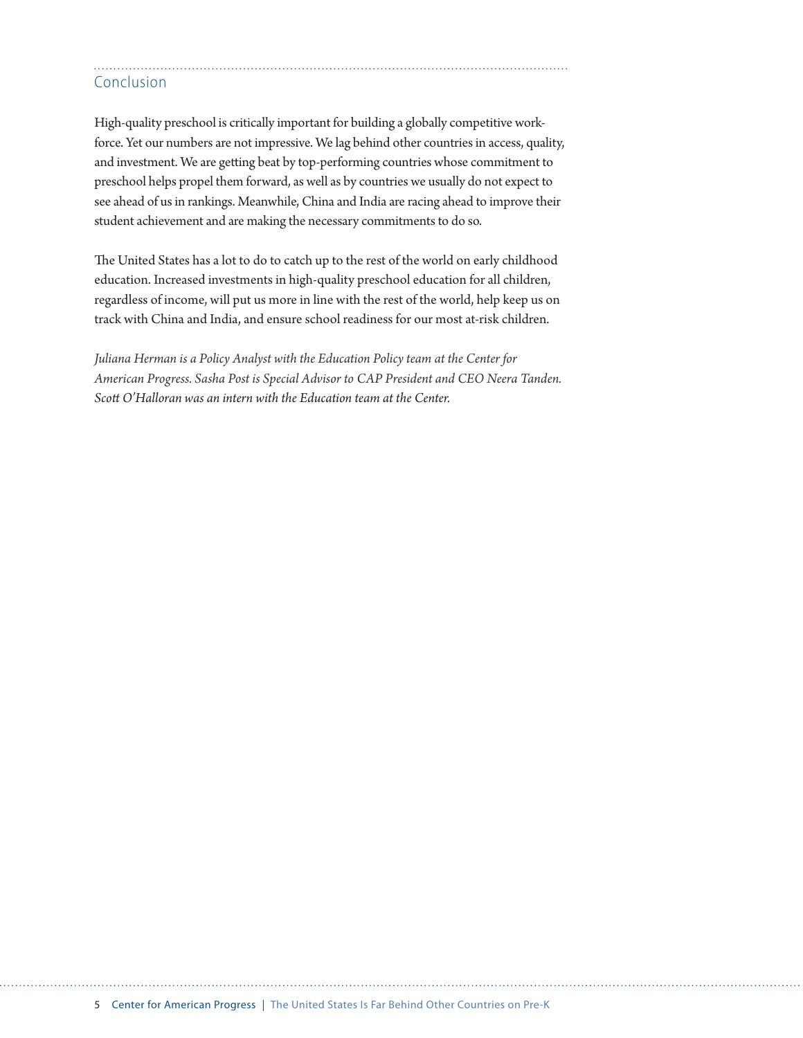## Conclusion

High-quality preschool is critically important for building a globally competitive workforce. Yet our numbers are not impressive. We lag behind other countries in access, quality, and investment. We are getting beat by top-performing countries whose commitment to preschool helps propel them forward, as well as by countries we usually do not expect to see ahead of us in rankings. Meanwhile, China and India are racing ahead to improve their student achievement and are making the necessary commitments to do so.

The United States has a lot to do to catch up to the rest of the world on early childhood education. Increased investments in high-quality preschool education for all children, regardless of income, will put us more in line with the rest of the world, help keep us on track with China and India, and ensure school readiness for our most at-risk children.

*Juliana Herman is a Policy Analyst with the Education Policy team at the Center for American Progress. Sasha Post is Special Advisor to CAP President and CEO Neera Tanden. Scott O'Halloran was an intern with the Education team at the Center.*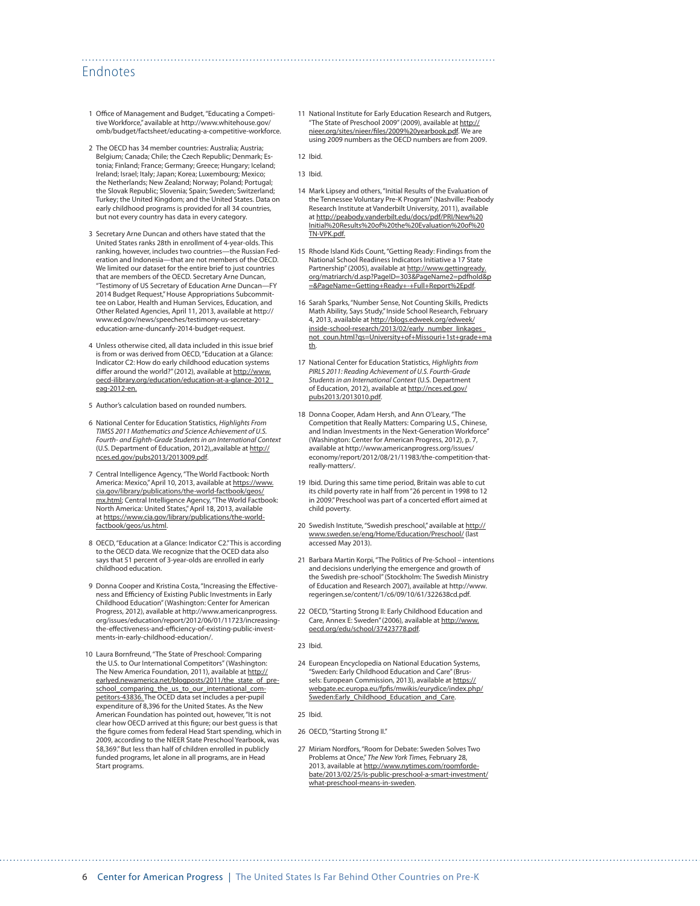## Endnotes

1 Office of Management and Budget, "Educating a Competitive Workforce," available at http://www.whitehouse.gov/omb/budget/factsheet/educating-a-competitive-workforce.

2 The OECD has 34 member countries: Australia; Austria; Belgium; Canada; Chile; the Czech Republic; Denmark; Estonia; Finland; France; Germany; Greece; Hungary; Iceland; Ireland; Israel; Italy; Japan; Korea; Luxembourg; Mexico; the Netherlands; New Zealand; Norway; Poland; Portugal; the Slovak Republic; Slovenia; Spain; Sweden; Switzerland; Turkey; the United Kingdom; and the United States. Data on early childhood programs is provided for all 34 countries, but not every country has data in every category.

3 Secretary Arne Duncan and others have stated that the United States ranks 28th in enrollment of 4-year-olds. This ranking, however, includes two countries—the Russian Federation and Indonesia—that are not members of the OECD. We limited our dataset for the entire brief to just countries that are members of the OECD. Secretary Arne Duncan, "Testimony of US Secretary of Education Arne Duncan—FY 2014 Budget Request," House Appropriations Subcommittee on Labor, Health and Human Services, Education, and Other Related Agencies, April 11, 2013, available at http://www.ed.gov/news/speeches/testimony-us-secretary-education-arne-duncanfy-2014-budget-request.

4 Unless otherwise cited, all data included in this issue brief is from or was derived from OECD, "Education at a Glance: Indicator C2: How do early childhood education systems differ around the world?" (2012), available at http://www.oecd-ilibrary.org/education/education-at-a-glance-2012_eag-2012-en.

5 Author's calculation based on rounded numbers.

6 National Center for Education Statistics, *Highlights From TIMSS 2011 Mathematics and Science Achievement of U.S. Fourth- and Eighth-Grade Students in an International Context* (U.S. Department of Education, 2012),,available at http://nces.ed.gov/pubs2013/2013009.pdf.

7 Central Intelligence Agency, "The World Factbook: North America: Mexico," April 10, 2013, available at https://www.cia.gov/library/publications/the-world-factbook/geos/mx.html; Central Intelligence Agency, "The World Factbook: North America: United States," April 18, 2013, available at https://www.cia.gov/library/publications/the-world-factbook/geos/us.html.

8 OECD, "Education at a Glance: Indicator C2." This is according to the OECD data. We recognize that the OCED data also says that 51 percent of 3-year-olds are enrolled in early childhood education.

9 Donna Cooper and Kristina Costa, "Increasing the Effectiveness and Efficiency of Existing Public Investments in Early Childhood Education" (Washington: Center for American Progress, 2012), available at http://www.americanprogress.org/issues/education/report/2012/06/01/11723/increasing-the-effectiveness-and-efficiency-of-existing-public-investments-in-early-childhood-education/.

10 Laura Bornfreund, "The State of Preschool: Comparing the U.S. to Our International Competitors" (Washington: The New America Foundation, 2011), available at http://earlyed.newamerica.net/blogposts/2011/the_state_of_preschool_comparing_the_us_to_our_international_competitors-43836. The OCED data set includes a per-pupil expenditure of 8,396 for the United States. As the New American Foundation has pointed out, however, "It is not clear how OECD arrived at this figure; our best guess is that the figure comes from federal Head Start spending, which in 2009, according to the NIEER State Preschool Yearbook, was $8,369." But less than half of children enrolled in publicly funded programs, let alone in all programs, are in Head Start programs.

11 National Institute for Early Education Research and Rutgers, "The State of Preschool 2009" (2009), available at http://nieer.org/sites/nieer/files/2009%20yearbook.pdf. We are using 2009 numbers as the OECD numbers are from 2009.

12 Ibid.

13 Ibid.

14 Mark Lipsey and others, "Initial Results of the Evaluation of the Tennessee Voluntary Pre-K Program" (Nashville: Peabody Research Institute at Vanderbilt University, 2011), available at http://peabody.vanderbilt.edu/docs/pdf/PRI/New%20Initial%20Results%20of%20the%20Evaluation%20of%20TN-VPK.pdf.

15 Rhode Island Kids Count, "Getting Ready: Findings from the National School Readiness Indicators Initiative a 17 State Partnership" (2005), available at http://www.gettingready.org/matriarch/d.asp?PageID=303&PageName2=pdfhold&p=&PageName=Getting+Ready+-+Full+Report%2Epdf.

16 Sarah Sparks, "Number Sense, Not Counting Skills, Predicts Math Ability, Says Study," Inside School Research, February 4, 2013, available at http://blogs.edweek.org/edweek/inside-school-research/2013/02/early_number_linkages_not_coun.html?qs=University+of+Missouri+1st+grade+math.

17 National Center for Education Statistics, *Highlights from PIRLS 2011: Reading Achievement of U.S. Fourth-Grade Students in an International Context* (U.S. Department of Education, 2012), available at http://nces.ed.gov/pubs2013/2013010.pdf.

18 Donna Cooper, Adam Hersh, and Ann O'Leary, "The Competition that Really Matters: Comparing U.S., Chinese, and Indian Investments in the Next-Generation Workforce" (Washington: Center for American Progress, 2012), p. 7, available at http://www.americanprogress.org/issues/economy/report/2012/08/21/11983/the-competition-that-really-matters/.

19 Ibid. During this same time period, Britain was able to cut its child poverty rate in half from "26 percent in 1998 to 12 in 2009." Preschool was part of a concerted effort aimed at child poverty.

20 Swedish Institute, "Swedish preschool," available at http://www.sweden.se/eng/Home/Education/Preschool/ (last accessed May 2013).

21 Barbara Martin Korpi, "The Politics of Pre-School – intentions and decisions underlying the emergence and growth of the Swedish pre-school" (Stockholm: The Swedish Ministry of Education and Research 2007), available at http://www.regeringen.se/content/1/c6/09/10/61/322638cd.pdf.

22 OECD, "Starting Strong II: Early Childhood Education and Care, Annex E: Sweden" (2006), available at http://www.oecd.org/edu/school/37423778.pdf.

23 Ibid.

24 European Encyclopedia on National Education Systems, "Sweden: Early Childhood Education and Care" (Brussels: European Commission, 2013), available at https://webgate.ec.europa.eu/fpfis/mwikis/eurydice/index.php/Sweden:Early_Childhood_Education_and_Care.

25 Ibid.

26 OECD, "Starting Strong II."

27 Miriam Nordfors, "Room for Debate: Sweden Solves Two Problems at Once," *The New York Times,* February 28, 2013, available at http://www.nytimes.com/roomfordebate/2013/02/25/is-public-preschool-a-smart-investment/what-preschool-means-in-sweden.